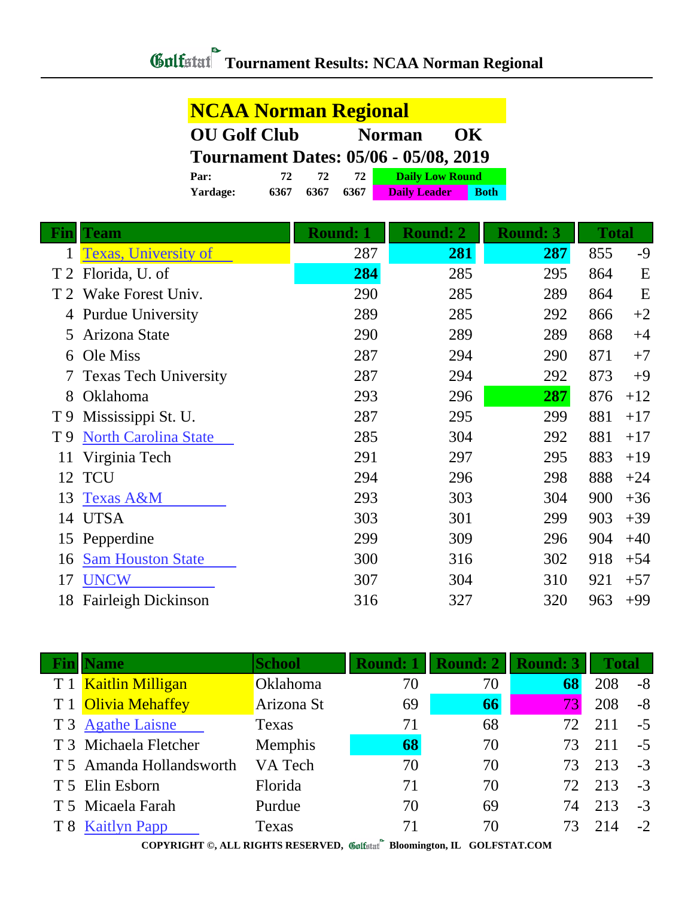# Golfstat Tournament Results: NCAA Norman Regional

## NCAA Norman Regional

**OU Golf Club** **Norman** **OK**

**Tournament Dates: 05/06 - 05/08, 2019**

| | | | | |
|---|---|---|---|---|
| **Par:** | 72 | 72 | 72 | Daily Low Round |
| **Yardage:** | 6367 | 6367 | 6367 | Daily Leader / Both |

| Fin | Team | Round: 1 | Round: 2 | Round: 3 | Total | |
|---|---|---|---|---|---|---|
| 1 | Texas, University of | 287 | **281** | **287** | 855 | -9 |
| T 2 | Florida, U. of | **284** | 285 | 295 | 864 | E |
| T 2 | Wake Forest Univ. | 290 | 285 | 289 | 864 | E |
| 4 | Purdue University | 289 | 285 | 292 | 866 | +2 |
| 5 | Arizona State | 290 | 289 | 289 | 868 | +4 |
| 6 | Ole Miss | 287 | 294 | 290 | 871 | +7 |
| 7 | Texas Tech University | 287 | 294 | 292 | 873 | +9 |
| 8 | Oklahoma | 293 | 296 | **287** | 876 | +12 |
| T 9 | Mississippi St. U. | 287 | 295 | 299 | 881 | +17 |
| T 9 | North Carolina State | 285 | 304 | 292 | 881 | +17 |
| 11 | Virginia Tech | 291 | 297 | 295 | 883 | +19 |
| 12 | TCU | 294 | 296 | 298 | 888 | +24 |
| 13 | Texas A&M | 293 | 303 | 304 | 900 | +36 |
| 14 | UTSA | 303 | 301 | 299 | 903 | +39 |
| 15 | Pepperdine | 299 | 309 | 296 | 904 | +40 |
| 16 | Sam Houston State | 300 | 316 | 302 | 918 | +54 |
| 17 | UNCW | 307 | 304 | 310 | 921 | +57 |
| 18 | Fairleigh Dickinson | 316 | 327 | 320 | 963 | +99 |

| Fin | Name | School | Round: 1 | Round: 2 | Round: 3 | Total | |
|---|---|---|---|---|---|---|---|
| T 1 | Kaitlin Milligan | Oklahoma | 70 | 70 | **68** | 208 | -8 |
| T 1 | Olivia Mehaffey | Arizona St | 69 | **66** | 73 | 208 | -8 |
| T 3 | Agathe Laisne | Texas | 71 | 68 | 72 | 211 | -5 |
| T 3 | Michaela Fletcher | Memphis | **68** | 70 | 73 | 211 | -5 |
| T 5 | Amanda Hollandsworth | VA Tech | 70 | 70 | 73 | 213 | -3 |
| T 5 | Elin Esborn | Florida | 71 | 70 | 72 | 213 | -3 |
| T 5 | Micaela Farah | Purdue | 70 | 69 | 74 | 213 | -3 |
| T 8 | Kaitlyn Papp | Texas | 71 | 70 | 73 | 214 | -2 |

COPYRIGHT ©, ALL RIGHTS RESERVED, Golfstat Bloomington, IL GOLFSTAT.COM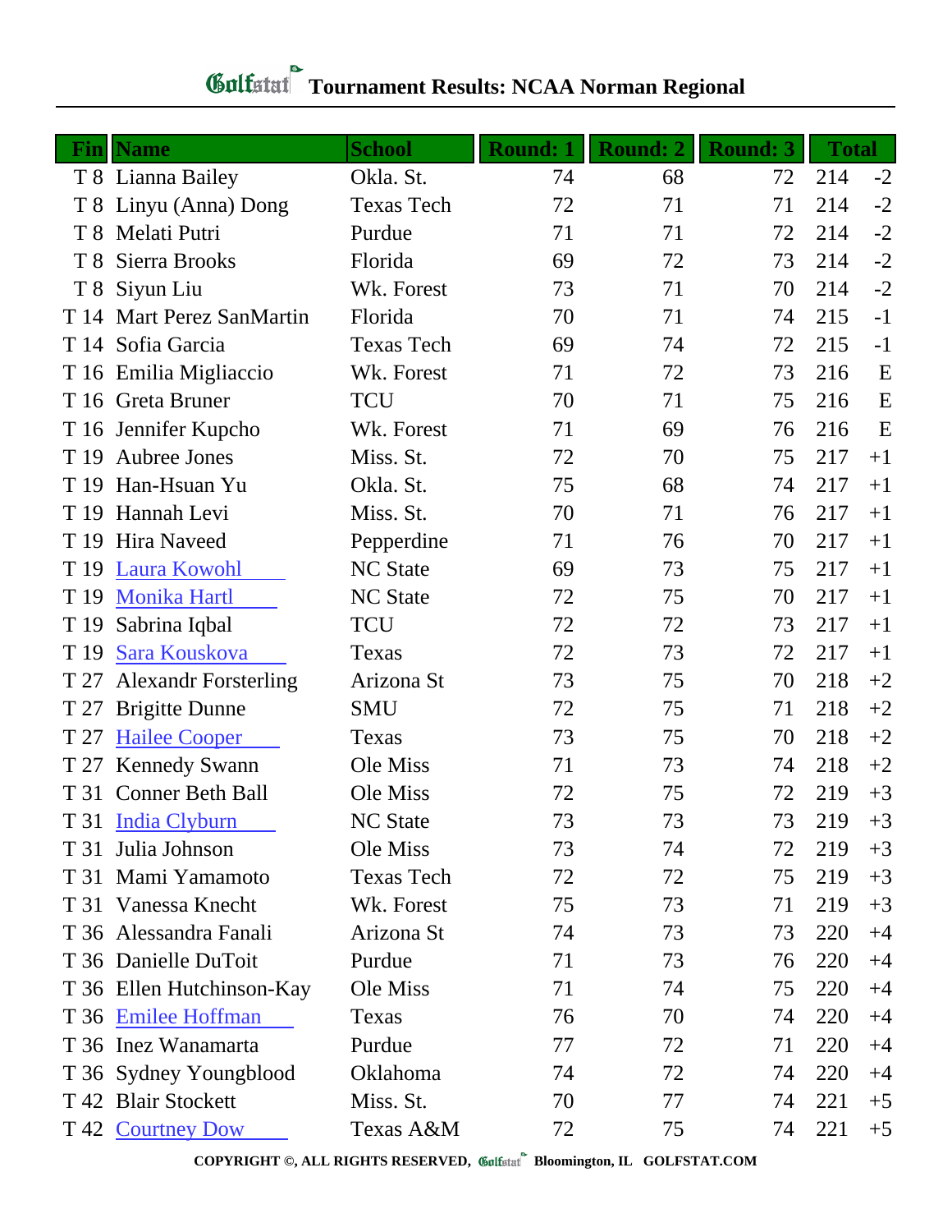# Tournament Results: NCAA Norman Regional

| Fin | Name | School | Round: 1 | Round: 2 | Round: 3 | Total | |
|---|---|---|---|---|---|---|---|
| T 8 | Lianna Bailey | Okla. St. | 74 | 68 | 72 | 214 | -2 |
| T 8 | Linyu (Anna) Dong | Texas Tech | 72 | 71 | 71 | 214 | -2 |
| T 8 | Melati Putri | Purdue | 71 | 71 | 72 | 214 | -2 |
| T 8 | Sierra Brooks | Florida | 69 | 72 | 73 | 214 | -2 |
| T 8 | Siyun Liu | Wk. Forest | 73 | 71 | 70 | 214 | -2 |
| T 14 | Mart Perez SanMartin | Florida | 70 | 71 | 74 | 215 | -1 |
| T 14 | Sofia Garcia | Texas Tech | 69 | 74 | 72 | 215 | -1 |
| T 16 | Emilia Migliaccio | Wk. Forest | 71 | 72 | 73 | 216 | E |
| T 16 | Greta Bruner | TCU | 70 | 71 | 75 | 216 | E |
| T 16 | Jennifer Kupcho | Wk. Forest | 71 | 69 | 76 | 216 | E |
| T 19 | Aubree Jones | Miss. St. | 72 | 70 | 75 | 217 | +1 |
| T 19 | Han-Hsuan Yu | Okla. St. | 75 | 68 | 74 | 217 | +1 |
| T 19 | Hannah Levi | Miss. St. | 70 | 71 | 76 | 217 | +1 |
| T 19 | Hira Naveed | Pepperdine | 71 | 76 | 70 | 217 | +1 |
| T 19 | Laura Kowohl | NC State | 69 | 73 | 75 | 217 | +1 |
| T 19 | Monika Hartl | NC State | 72 | 75 | 70 | 217 | +1 |
| T 19 | Sabrina Iqbal | TCU | 72 | 72 | 73 | 217 | +1 |
| T 19 | Sara Kouskova | Texas | 72 | 73 | 72 | 217 | +1 |
| T 27 | Alexandr Forsterling | Arizona St | 73 | 75 | 70 | 218 | +2 |
| T 27 | Brigitte Dunne | SMU | 72 | 75 | 71 | 218 | +2 |
| T 27 | Hailee Cooper | Texas | 73 | 75 | 70 | 218 | +2 |
| T 27 | Kennedy Swann | Ole Miss | 71 | 73 | 74 | 218 | +2 |
| T 31 | Conner Beth Ball | Ole Miss | 72 | 75 | 72 | 219 | +3 |
| T 31 | India Clyburn | NC State | 73 | 73 | 73 | 219 | +3 |
| T 31 | Julia Johnson | Ole Miss | 73 | 74 | 72 | 219 | +3 |
| T 31 | Mami Yamamoto | Texas Tech | 72 | 72 | 75 | 219 | +3 |
| T 31 | Vanessa Knecht | Wk. Forest | 75 | 73 | 71 | 219 | +3 |
| T 36 | Alessandra Fanali | Arizona St | 74 | 73 | 73 | 220 | +4 |
| T 36 | Danielle DuToit | Purdue | 71 | 73 | 76 | 220 | +4 |
| T 36 | Ellen Hutchinson-Kay | Ole Miss | 71 | 74 | 75 | 220 | +4 |
| T 36 | Emilee Hoffman | Texas | 76 | 70 | 74 | 220 | +4 |
| T 36 | Inez Wanamarta | Purdue | 77 | 72 | 71 | 220 | +4 |
| T 36 | Sydney Youngblood | Oklahoma | 74 | 72 | 74 | 220 | +4 |
| T 42 | Blair Stockett | Miss. St. | 70 | 77 | 74 | 221 | +5 |
| T 42 | Courtney Dow | Texas A&M | 72 | 75 | 74 | 221 | +5 |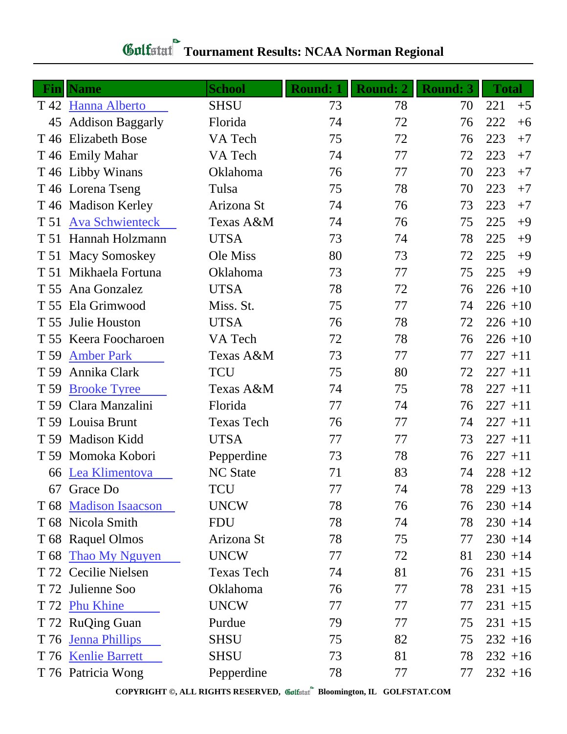# Golfstat Tournament Results: NCAA Norman Regional

| Fin | Name | School | Round: 1 | Round: 2 | Round: 3 | Total | |
|---|---|---|---|---|---|---|---|
| T 42 | Hanna Alberto | SHSU | 73 | 78 | 70 | 221 | +5 |
| 45 | Addison Baggarly | Florida | 74 | 72 | 76 | 222 | +6 |
| T 46 | Elizabeth Bose | VA Tech | 75 | 72 | 76 | 223 | +7 |
| T 46 | Emily Mahar | VA Tech | 74 | 77 | 72 | 223 | +7 |
| T 46 | Libby Winans | Oklahoma | 76 | 77 | 70 | 223 | +7 |
| T 46 | Lorena Tseng | Tulsa | 75 | 78 | 70 | 223 | +7 |
| T 46 | Madison Kerley | Arizona St | 74 | 76 | 73 | 223 | +7 |
| T 51 | Ava Schwienteck | Texas A&M | 74 | 76 | 75 | 225 | +9 |
| T 51 | Hannah Holzmann | UTSA | 73 | 74 | 78 | 225 | +9 |
| T 51 | Macy Somoskey | Ole Miss | 80 | 73 | 72 | 225 | +9 |
| T 51 | Mikhaela Fortuna | Oklahoma | 73 | 77 | 75 | 225 | +9 |
| T 55 | Ana Gonzalez | UTSA | 78 | 72 | 76 | 226 | +10 |
| T 55 | Ela Grimwood | Miss. St. | 75 | 77 | 74 | 226 | +10 |
| T 55 | Julie Houston | UTSA | 76 | 78 | 72 | 226 | +10 |
| T 55 | Keera Foocharoen | VA Tech | 72 | 78 | 76 | 226 | +10 |
| T 59 | Amber Park | Texas A&M | 73 | 77 | 77 | 227 | +11 |
| T 59 | Annika Clark | TCU | 75 | 80 | 72 | 227 | +11 |
| T 59 | Brooke Tyree | Texas A&M | 74 | 75 | 78 | 227 | +11 |
| T 59 | Clara Manzalini | Florida | 77 | 74 | 76 | 227 | +11 |
| T 59 | Louisa Brunt | Texas Tech | 76 | 77 | 74 | 227 | +11 |
| T 59 | Madison Kidd | UTSA | 77 | 77 | 73 | 227 | +11 |
| T 59 | Momoka Kobori | Pepperdine | 73 | 78 | 76 | 227 | +11 |
| 66 | Lea Klimentova | NC State | 71 | 83 | 74 | 228 | +12 |
| 67 | Grace Do | TCU | 77 | 74 | 78 | 229 | +13 |
| T 68 | Madison Isaacson | UNCW | 78 | 76 | 76 | 230 | +14 |
| T 68 | Nicola Smith | FDU | 78 | 74 | 78 | 230 | +14 |
| T 68 | Raquel Olmos | Arizona St | 78 | 75 | 77 | 230 | +14 |
| T 68 | Thao My Nguyen | UNCW | 77 | 72 | 81 | 230 | +14 |
| T 72 | Cecilie Nielsen | Texas Tech | 74 | 81 | 76 | 231 | +15 |
| T 72 | Julienne Soo | Oklahoma | 76 | 77 | 78 | 231 | +15 |
| T 72 | Phu Khine | UNCW | 77 | 77 | 77 | 231 | +15 |
| T 72 | RuQing Guan | Purdue | 79 | 77 | 75 | 231 | +15 |
| T 76 | Jenna Phillips | SHSU | 75 | 82 | 75 | 232 | +16 |
| T 76 | Kenlie Barrett | SHSU | 73 | 81 | 78 | 232 | +16 |
| T 76 | Patricia Wong | Pepperdine | 78 | 77 | 77 | 232 | +16 |

**COPYRIGHT ©, ALL RIGHTS RESERVED, Golfstat Bloomington, IL GOLFSTAT.COM**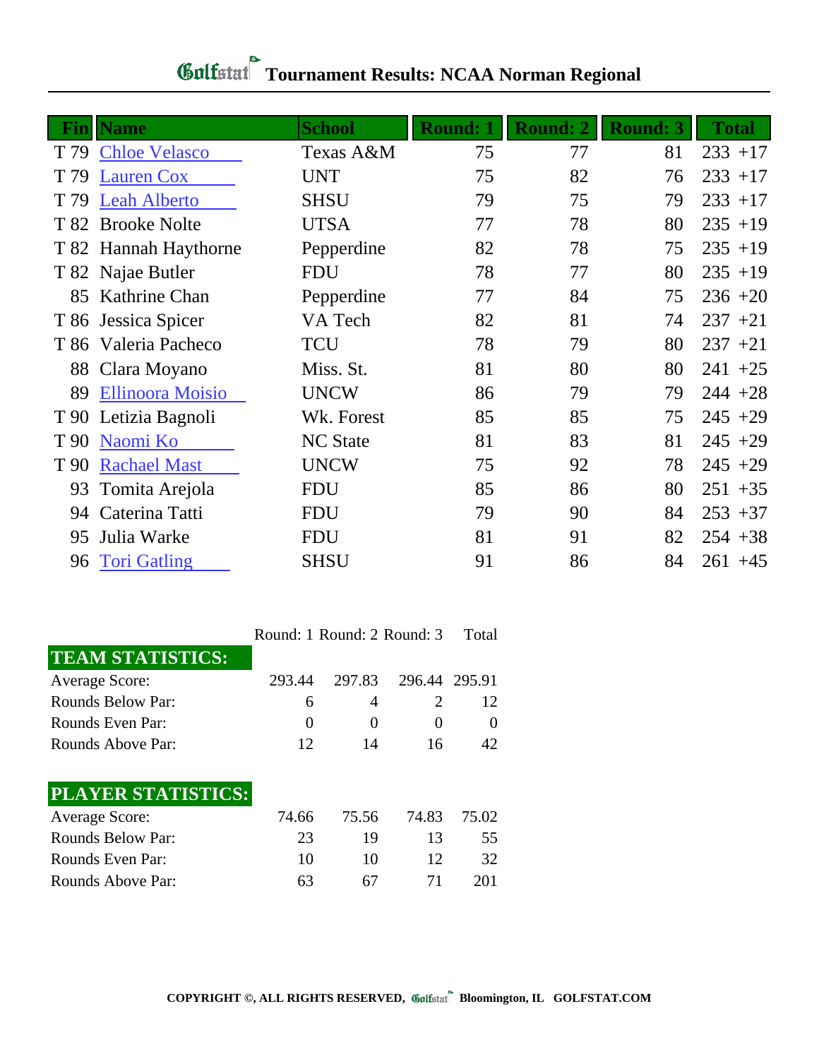# Golfstat Tournament Results: NCAA Norman Regional

| Fin | Name | School | Round: 1 | Round: 2 | Round: 3 | Total | |
|---|---|---|---|---|---|---|---|
| T 79 | Chloe Velasco | Texas A&M | 75 | 77 | 81 | 233 | +17 |
| T 79 | Lauren Cox | UNT | 75 | 82 | 76 | 233 | +17 |
| T 79 | Leah Alberto | SHSU | 79 | 75 | 79 | 233 | +17 |
| T 82 | Brooke Nolte | UTSA | 77 | 78 | 80 | 235 | +19 |
| T 82 | Hannah Haythorne | Pepperdine | 82 | 78 | 75 | 235 | +19 |
| T 82 | Najae Butler | FDU | 78 | 77 | 80 | 235 | +19 |
| 85 | Kathrine Chan | Pepperdine | 77 | 84 | 75 | 236 | +20 |
| T 86 | Jessica Spicer | VA Tech | 82 | 81 | 74 | 237 | +21 |
| T 86 | Valeria Pacheco | TCU | 78 | 79 | 80 | 237 | +21 |
| 88 | Clara Moyano | Miss. St. | 81 | 80 | 80 | 241 | +25 |
| 89 | Ellinoora Moisio | UNCW | 86 | 79 | 79 | 244 | +28 |
| T 90 | Letizia Bagnoli | Wk. Forest | 85 | 85 | 75 | 245 | +29 |
| T 90 | Naomi Ko | NC State | 81 | 83 | 81 | 245 | +29 |
| T 90 | Rachael Mast | UNCW | 75 | 92 | 78 | 245 | +29 |
| 93 | Tomita Arejola | FDU | 85 | 86 | 80 | 251 | +35 |
| 94 | Caterina Tatti | FDU | 79 | 90 | 84 | 253 | +37 |
| 95 | Julia Warke | FDU | 81 | 91 | 82 | 254 | +38 |
| 96 | Tori Gatling | SHSU | 91 | 86 | 84 | 261 | +45 |

| TEAM STATISTICS: | Round: 1 | Round: 2 | Round: 3 | Total |
|---|---|---|---|---|
| Average Score: | 293.44 | 297.83 | 296.44 | 295.91 |
| Rounds Below Par: | 6 | 4 | 2 | 12 |
| Rounds Even Par: | 0 | 0 | 0 | 0 |
| Rounds Above Par: | 12 | 14 | 16 | 42 |

| PLAYER STATISTICS: | Round: 1 | Round: 2 | Round: 3 | Total |
|---|---|---|---|---|
| Average Score: | 74.66 | 75.56 | 74.83 | 75.02 |
| Rounds Below Par: | 23 | 19 | 13 | 55 |
| Rounds Even Par: | 10 | 10 | 12 | 32 |
| Rounds Above Par: | 63 | 67 | 71 | 201 |

COPYRIGHT ©, ALL RIGHTS RESERVED, Golfstat Bloomington, IL GOLFSTAT.COM